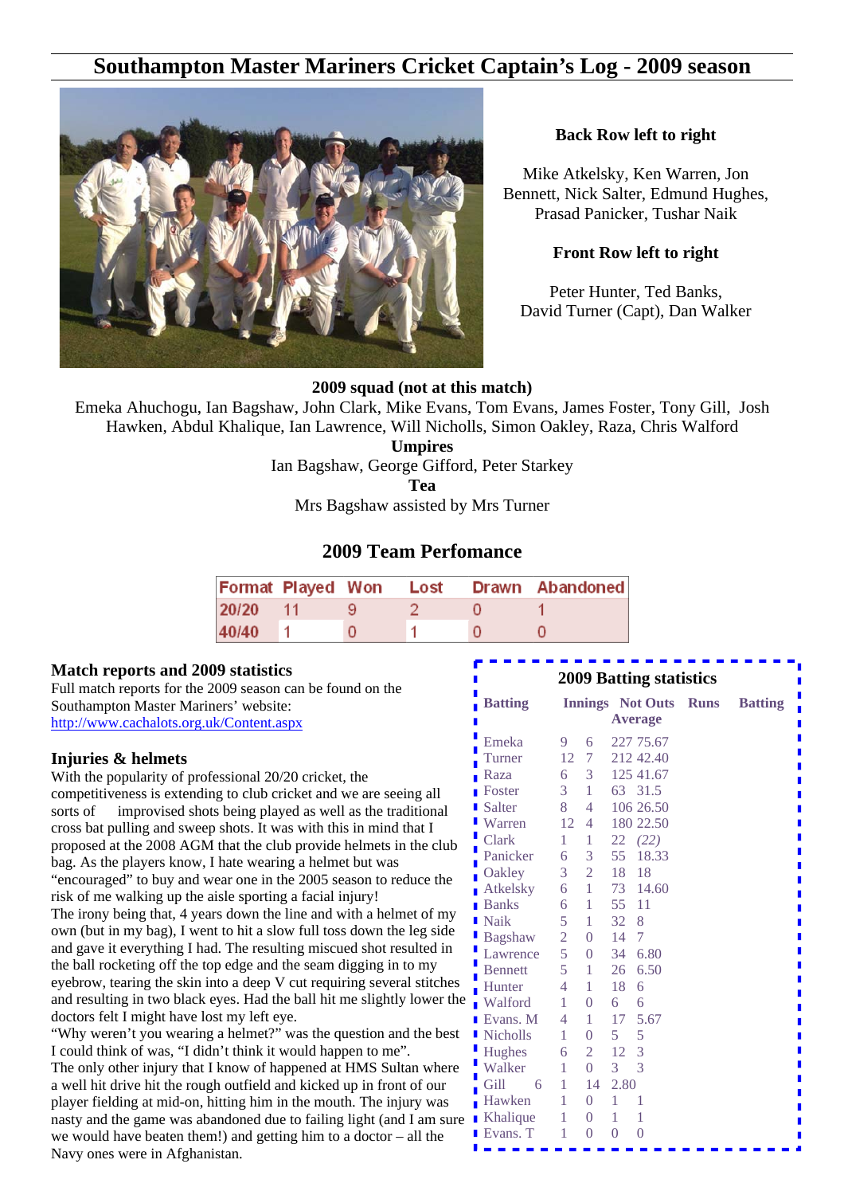# Southampton Master Mariners Cricket Captain's Log - 2009 season

**Back Row left to right**

Mike Atkelsky, Ken Warren, Jon Bennett, Nick Salter, Edmund Hughes, Prasad Panicker, Tushar Naik

**Front Row left to right**

Peter Hunter, Ted Banks, David Turner (Capt), Dan Walker

**2009 squad (not at this match)**

Emeka Ahuchogu, Ian Bagshaw, John Clark, Mike Evans, Tom Evans, James Foster, Tony Gill, Josh Hawken, Abdul Khalique, Ian Lawrence, Will Nicholls, Simon Oakley, Raza, Chris Walford

**Umpires**

Ian Bagshaw, George Gifford, Peter Starkey

**Tea**

Mrs Bagshaw assisted by Mrs Turner

## 2009 Team Perfomance

| Format | Played | Won | Lost | Drawn | Abandoned |
|---|---|---|---|---|---|
| 20/20 | 11 | 9 | 2 | 0 | 1 |
| 40/40 | 1 | 0 | 1 | 0 | 0 |

### Match reports and 2009 statistics

Full match reports for the 2009 season can be found on the Southampton Master Mariners' website: http://www.cachalots.org.uk/Content.aspx

### Injuries & helmets

With the popularity of professional 20/20 cricket, the competitiveness is extending to club cricket and we are seeing all sorts of improvised shots being played as well as the traditional cross bat pulling and sweep shots. It was with this in mind that I proposed at the 2008 AGM that the club provide helmets in the club bag. As the players know, I hate wearing a helmet but was "encouraged" to buy and wear one in the 2005 season to reduce the risk of me walking up the aisle sporting a facial injury!

The irony being that, 4 years down the line and with a helmet of my own (but in my bag), I went to hit a slow full toss down the leg side and gave it everything I had. The resulting miscued shot resulted in the ball rocketing off the top edge and the seam digging in to my eyebrow, tearing the skin into a deep V cut requiring several stitches and resulting in two black eyes. Had the ball hit me slightly lower the doctors felt I might have lost my left eye.

"Why weren't you wearing a helmet?" was the question and the best I could think of was, "I didn't think it would happen to me".

The only other injury that I know of happened at HMS Sultan where a well hit drive hit the rough outfield and kicked up in front of our player fielding at mid-on, hitting him in the mouth. The injury was nasty and the game was abandoned due to failing light (and I am sure we would have beaten them!) and getting him to a doctor – all the Navy ones were in Afghanistan.

### 2009 Batting statistics

| Batting | Innings | Not Outs | Runs | Batting Average |
|---|---|---|---|---|
| Emeka | 9 | 6 | 227 | 75.67 |
| Turner | 12 | 7 | 212 | 42.40 |
| Raza | 6 | 3 | 125 | 41.67 |
| Foster | 3 | 1 | 63 | 31.5 |
| Salter | 8 | 4 | 106 | 26.50 |
| Warren | 12 | 4 | 180 | 22.50 |
| Clark | 1 | 1 | 22 | *(22)* |
| Panicker | 6 | 3 | 55 | 18.33 |
| Oakley | 3 | 2 | 18 | 18 |
| Atkelsky | 6 | 1 | 73 | 14.60 |
| Banks | 6 | 1 | 55 | 11 |
| Naik | 5 | 1 | 32 | 8 |
| Bagshaw | 2 | 0 | 14 | 7 |
| Lawrence | 5 | 0 | 34 | 6.80 |
| Bennett | 5 | 1 | 26 | 6.50 |
| Hunter | 4 | 1 | 18 | 6 |
| Walford | 1 | 0 | 6 | 6 |
| Evans. M | 4 | 1 | 17 | 5.67 |
| Nicholls | 1 | 0 | 5 | 5 |
| Hughes | 6 | 2 | 12 | 3 |
| Walker | 1 | 0 | 3 | 3 |
| Gill | 6 | 1 | 14 | 2.80 |
| Hawken | 1 | 0 | 1 | 1 |
| Khalique | 1 | 0 | 1 | 1 |
| Evans. T | 1 | 0 | 0 | 0 |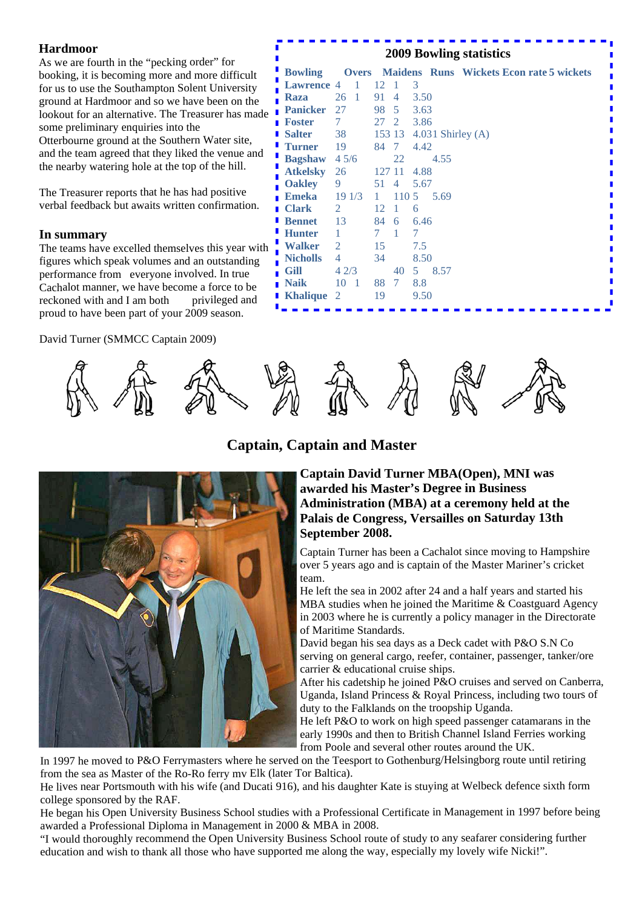### Hardmoor

As we are fourth in the "pecking order" for booking, it is becoming more and more difficult for us to use the Southampton Solent University ground at Hardmoor and so we have been on the lookout for an alternative. The Treasurer has made some preliminary enquiries into the Otterbourne ground at the Southern Water site, and the team agreed that they liked the venue and the nearby watering hole at the top of the hill.

The Treasurer reports that he has had positive verbal feedback but awaits written confirmation.

### In summary

The teams have excelled themselves this year with figures which speak volumes and an outstanding performance from everyone involved. In true Cachalot manner, we have become a force to be reckoned with and I am both privileged and proud to have been part of your 2009 season.

David Turner (SMMCC Captain 2009)

### 2009 Bowling statistics

| Bowling | Overs | Maidens | Runs | Wickets | Econ rate | 5 wickets |
|---|---|---|---|---|---|---|
| Lawrence | 4 | 1 | 12 | 1 | 3 | |
| Raza | 26 | 1 | 91 | 4 | 3.50 | |
| Panicker | 27 | | 98 | 5 | 3.63 | |
| Foster | 7 | | 27 | 2 | 3.86 | |
| Salter | 38 | | 153 | 13 | 4.03 | 1 Shirley (A) |
| Turner | 19 | | 84 | 7 | 4.42 | |
| Bagshaw | 4 5/6 | | 22 | | 4.55 | |
| Atkelsky | 26 | | 127 | 11 | 4.88 | |
| Oakley | 9 | | 51 | 4 | 5.67 | |
| Emeka | 19 1/3 | 1 | 110 | 5 | 5.69 | |
| Clark | 2 | | 12 | 1 | 6 | |
| Bennet | 13 | | 84 | 6 | 6.46 | |
| Hunter | 1 | | 7 | 1 | 7 | |
| Walker | 2 | | 15 | | 7.5 | |
| Nicholls | 4 | | 34 | | 8.50 | |
| Gill | 4 2/3 | | 40 | 5 | 8.57 | |
| Naik | 10 | 1 | 88 | 7 | 8.8 | |
| Khalique | 2 | | 19 | | 9.50 | |

## Captain, Captain and Master

**Captain David Turner MBA(Open), MNI was awarded his Master's Degree in Business Administration (MBA) at a ceremony held at the Palais de Congress, Versailles on Saturday 13th September 2008.**

Captain Turner has been a Cachalot since moving to Hampshire over 5 years ago and is captain of the Master Mariner's cricket team.

He left the sea in 2002 after 24 and a half years and started his MBA studies when he joined the Maritime & Coastguard Agency in 2003 where he is currently a policy manager in the Directorate of Maritime Standards.

David began his sea days as a Deck cadet with P&O S.N Co serving on general cargo, reefer, container, passenger, tanker/ore carrier & educational cruise ships.

After his cadetship he joined P&O cruises and served on Canberra, Uganda, Island Princess & Royal Princess, including two tours of duty to the Falklands on the troopship Uganda.

He left P&O to work on high speed passenger catamarans in the early 1990s and then to British Channel Island Ferries working from Poole and several other routes around the UK.

In 1997 he moved to P&O Ferrymasters where he served on the Teesport to Gothenburg/Helsingborg route until retiring from the sea as Master of the Ro-Ro ferry mv Elk (later Tor Baltica).

He lives near Portsmouth with his wife (and Ducati 916), and his daughter Kate is stuying at Welbeck defence sixth form college sponsored by the RAF.

He began his Open University Business School studies with a Professional Certificate in Management in 1997 before being awarded a Professional Diploma in Management in 2000 & MBA in 2008.

"I would thoroughly recommend the Open University Business School route of study to any seafarer considering further education and wish to thank all those who have supported me along the way, especially my lovely wife Nicki!".